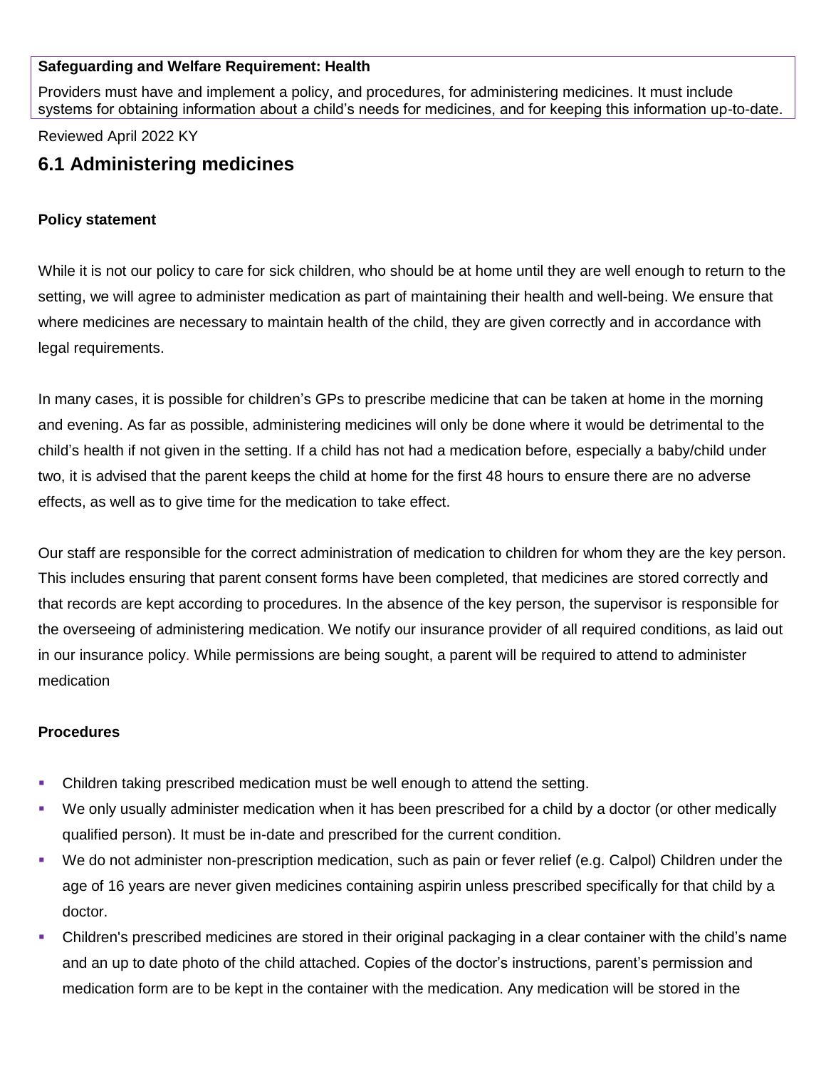**Safeguarding and Welfare Requirement: Health**

Providers must have and implement a policy, and procedures, for administering medicines. It must include systems for obtaining information about a child's needs for medicines, and for keeping this information up-to-date.

Reviewed April 2022 KY

## 6.1 Administering medicines

**Policy statement**

While it is not our policy to care for sick children, who should be at home until they are well enough to return to the setting, we will agree to administer medication as part of maintaining their health and well-being. We ensure that where medicines are necessary to maintain health of the child, they are given correctly and in accordance with legal requirements.

In many cases, it is possible for children's GPs to prescribe medicine that can be taken at home in the morning and evening. As far as possible, administering medicines will only be done where it would be detrimental to the child's health if not given in the setting. If a child has not had a medication before, especially a baby/child under two, it is advised that the parent keeps the child at home for the first 48 hours to ensure there are no adverse effects, as well as to give time for the medication to take effect.

Our staff are responsible for the correct administration of medication to children for whom they are the key person. This includes ensuring that parent consent forms have been completed, that medicines are stored correctly and that records are kept according to procedures. In the absence of the key person, the supervisor is responsible for the overseeing of administering medication. We notify our insurance provider of all required conditions, as laid out in our insurance policy. While permissions are being sought, a parent will be required to attend to administer medication

**Procedures**

- Children taking prescribed medication must be well enough to attend the setting.
- We only usually administer medication when it has been prescribed for a child by a doctor (or other medically qualified person). It must be in-date and prescribed for the current condition.
- We do not administer non-prescription medication, such as pain or fever relief (e.g. Calpol) Children under the age of 16 years are never given medicines containing aspirin unless prescribed specifically for that child by a doctor.
- Children's prescribed medicines are stored in their original packaging in a clear container with the child's name and an up to date photo of the child attached. Copies of the doctor's instructions, parent's permission and medication form are to be kept in the container with the medication. Any medication will be stored in the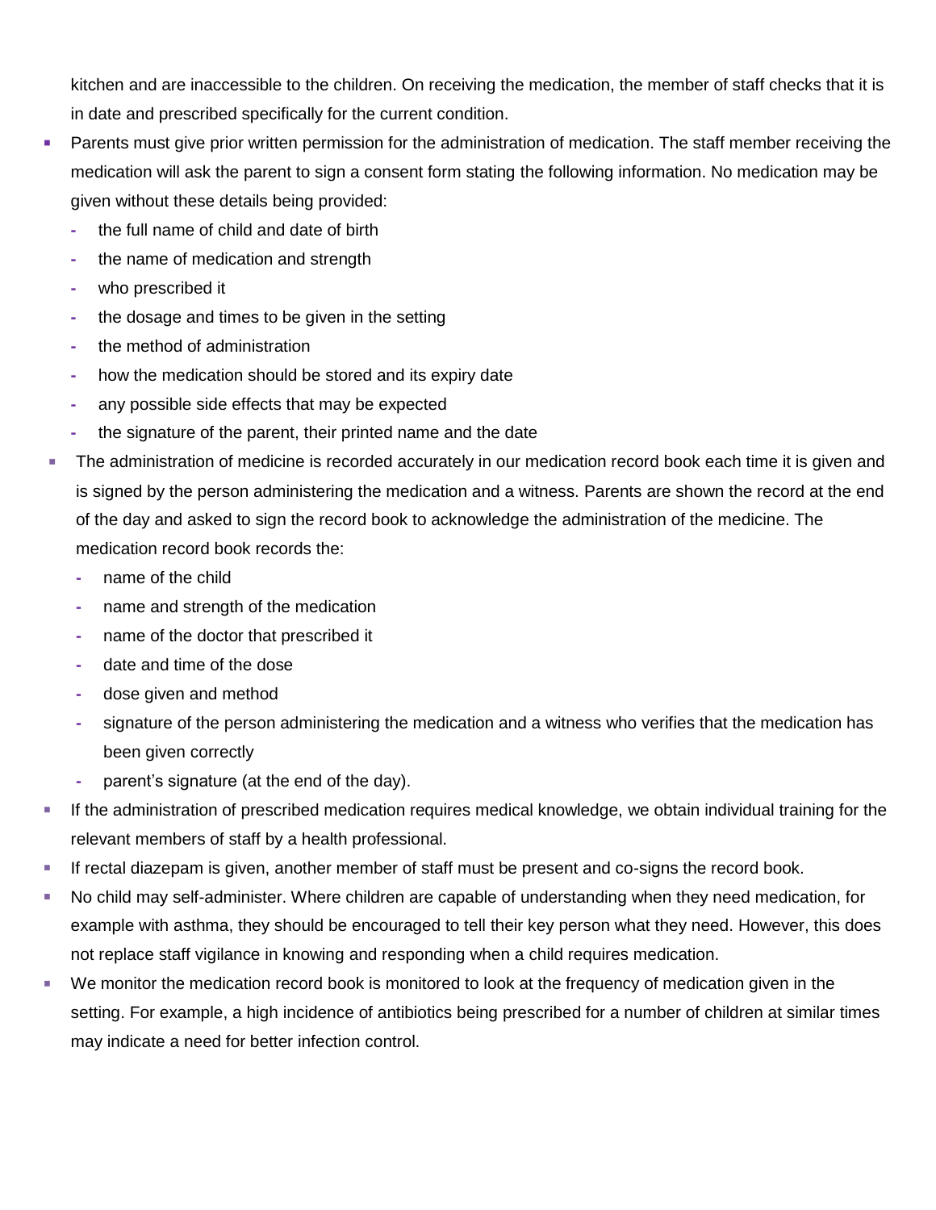kitchen and are inaccessible to the children. On receiving the medication, the member of staff checks that it is in date and prescribed specifically for the current condition.

- Parents must give prior written permission for the administration of medication. The staff member receiving the medication will ask the parent to sign a consent form stating the following information. No medication may be given without these details being provided:
  - the full name of child and date of birth
  - the name of medication and strength
  - who prescribed it
  - the dosage and times to be given in the setting
  - the method of administration
  - how the medication should be stored and its expiry date
  - any possible side effects that may be expected
  - the signature of the parent, their printed name and the date
- The administration of medicine is recorded accurately in our medication record book each time it is given and is signed by the person administering the medication and a witness. Parents are shown the record at the end of the day and asked to sign the record book to acknowledge the administration of the medicine. The medication record book records the:
  - name of the child
  - name and strength of the medication
  - name of the doctor that prescribed it
  - date and time of the dose
  - dose given and method
  - signature of the person administering the medication and a witness who verifies that the medication has been given correctly
  - parent's signature (at the end of the day).
- If the administration of prescribed medication requires medical knowledge, we obtain individual training for the relevant members of staff by a health professional.
- If rectal diazepam is given, another member of staff must be present and co-signs the record book.
- No child may self-administer. Where children are capable of understanding when they need medication, for example with asthma, they should be encouraged to tell their key person what they need. However, this does not replace staff vigilance in knowing and responding when a child requires medication.
- We monitor the medication record book is monitored to look at the frequency of medication given in the setting. For example, a high incidence of antibiotics being prescribed for a number of children at similar times may indicate a need for better infection control.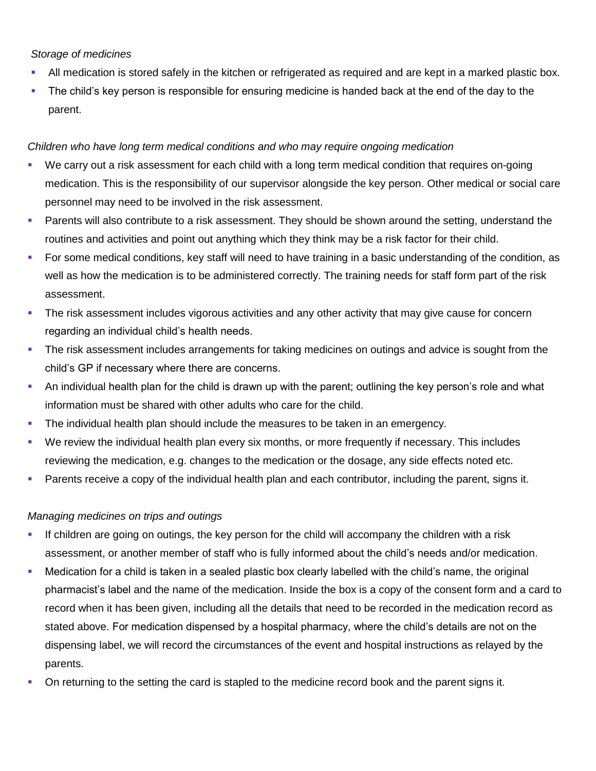*Storage of medicines*

- All medication is stored safely in the kitchen or refrigerated as required and are kept in a marked plastic box.
- The child's key person is responsible for ensuring medicine is handed back at the end of the day to the parent.

*Children who have long term medical conditions and who may require ongoing medication*

- We carry out a risk assessment for each child with a long term medical condition that requires on-going medication. This is the responsibility of our supervisor alongside the key person. Other medical or social care personnel may need to be involved in the risk assessment.
- Parents will also contribute to a risk assessment. They should be shown around the setting, understand the routines and activities and point out anything which they think may be a risk factor for their child.
- For some medical conditions, key staff will need to have training in a basic understanding of the condition, as well as how the medication is to be administered correctly. The training needs for staff form part of the risk assessment.
- The risk assessment includes vigorous activities and any other activity that may give cause for concern regarding an individual child's health needs.
- The risk assessment includes arrangements for taking medicines on outings and advice is sought from the child's GP if necessary where there are concerns.
- An individual health plan for the child is drawn up with the parent; outlining the key person's role and what information must be shared with other adults who care for the child.
- The individual health plan should include the measures to be taken in an emergency.
- We review the individual health plan every six months, or more frequently if necessary. This includes reviewing the medication, e.g. changes to the medication or the dosage, any side effects noted etc.
- Parents receive a copy of the individual health plan and each contributor, including the parent, signs it.

*Managing medicines on trips and outings*

- If children are going on outings, the key person for the child will accompany the children with a risk assessment, or another member of staff who is fully informed about the child's needs and/or medication.
- Medication for a child is taken in a sealed plastic box clearly labelled with the child's name, the original pharmacist's label and the name of the medication. Inside the box is a copy of the consent form and a card to record when it has been given, including all the details that need to be recorded in the medication record as stated above. For medication dispensed by a hospital pharmacy, where the child's details are not on the dispensing label, we will record the circumstances of the event and hospital instructions as relayed by the parents.
- On returning to the setting the card is stapled to the medicine record book and the parent signs it.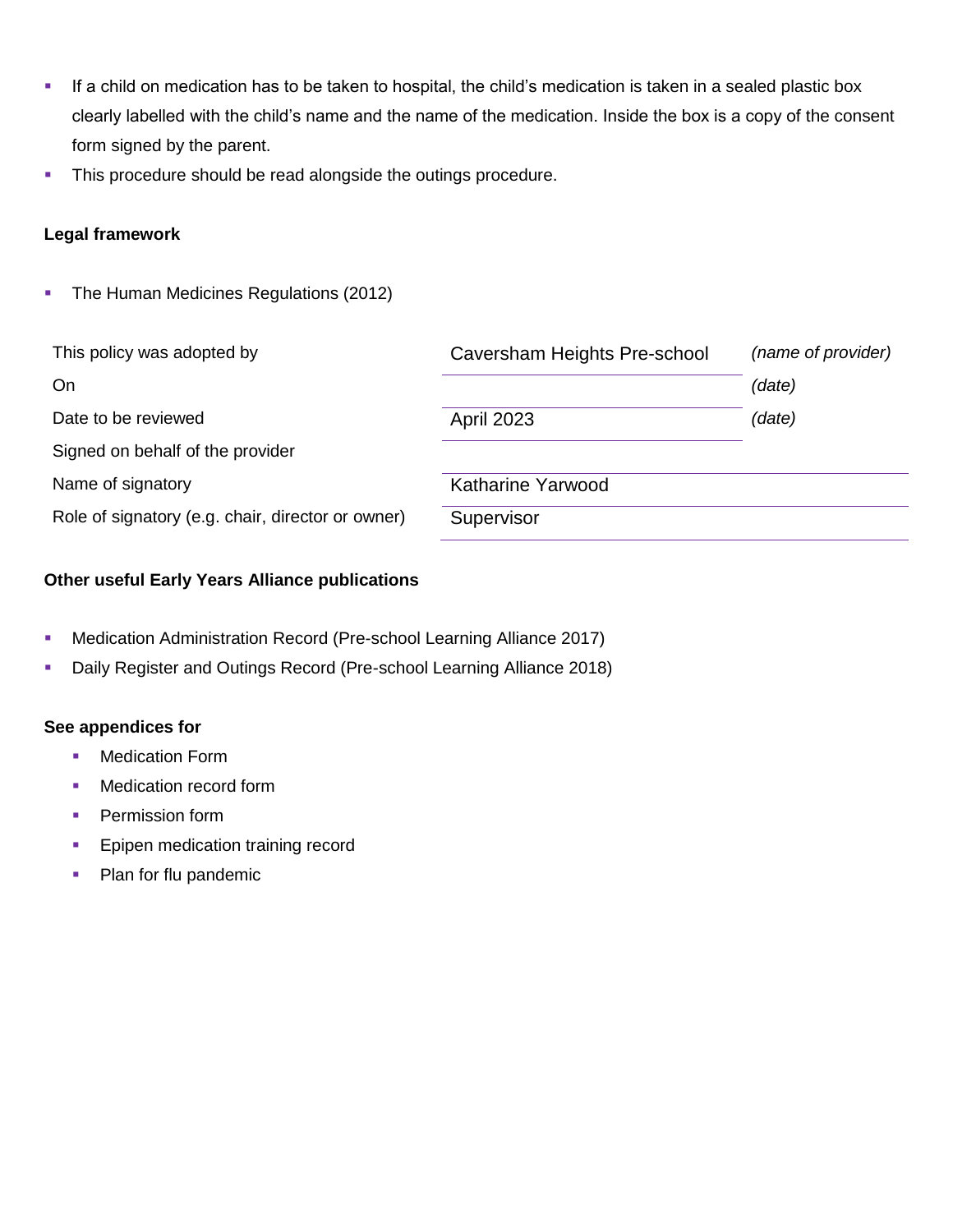- If a child on medication has to be taken to hospital, the child's medication is taken in a sealed plastic box clearly labelled with the child's name and the name of the medication. Inside the box is a copy of the consent form signed by the parent.
- This procedure should be read alongside the outings procedure.

**Legal framework**

- The Human Medicines Regulations (2012)

| | | |
|---|---|---|
| This policy was adopted by | Caversham Heights Pre-school | *(name of provider)* |
| On | | *(date)* |
| Date to be reviewed | April 2023 | *(date)* |
| Signed on behalf of the provider | | |
| Name of signatory | Katharine Yarwood | |
| Role of signatory (e.g. chair, director or owner) | Supervisor | |

**Other useful Early Years Alliance publications**

- Medication Administration Record (Pre-school Learning Alliance 2017)
- Daily Register and Outings Record (Pre-school Learning Alliance 2018)

**See appendices for**

- Medication Form
- Medication record form
- Permission form
- Epipen medication training record
- Plan for flu pandemic